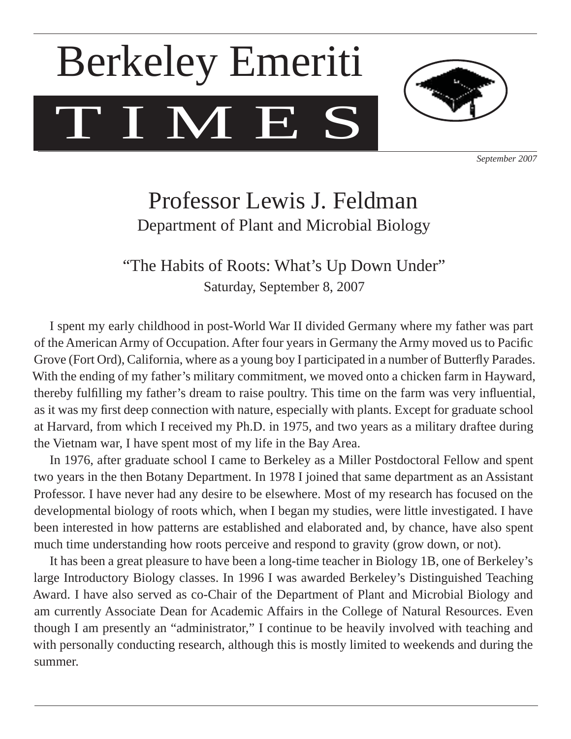# Berkeley Emeriti TIMES

*September 2007*

## Professor Lewis J. Feldman

Department of Plant and Microbial Biology

### "The Habits of Roots: What's Up Down Under"

Saturday, September 8, 2007

I spent my early childhood in post-World War II divided Germany where my father was part of the American Army of Occupation. After four years in Germany the Army moved us to Pacific Grove (Fort Ord), California, where as a young boy I participated in a number of Butterfly Parades. With the ending of my father's military commitment, we moved onto a chicken farm in Hayward, thereby fulfilling my father's dream to raise poultry. This time on the farm was very influential, as it was my first deep connection with nature, especially with plants. Except for graduate school at Harvard, from which I received my Ph.D. in 1975, and two years as a military draftee during the Vietnam war, I have spent most of my life in the Bay Area.

In 1976, after graduate school I came to Berkeley as a Miller Postdoctoral Fellow and spent two years in the then Botany Department. In 1978 I joined that same department as an Assistant Professor. I have never had any desire to be elsewhere. Most of my research has focused on the developmental biology of roots which, when I began my studies, were little investigated. I have been interested in how patterns are established and elaborated and, by chance, have also spent much time understanding how roots perceive and respond to gravity (grow down, or not).

It has been a great pleasure to have been a long-time teacher in Biology 1B, one of Berkeley's large Introductory Biology classes. In 1996 I was awarded Berkeley's Distinguished Teaching Award. I have also served as co-Chair of the Department of Plant and Microbial Biology and am currently Associate Dean for Academic Affairs in the College of Natural Resources. Even though I am presently an "administrator," I continue to be heavily involved with teaching and with personally conducting research, although this is mostly limited to weekends and during the summer.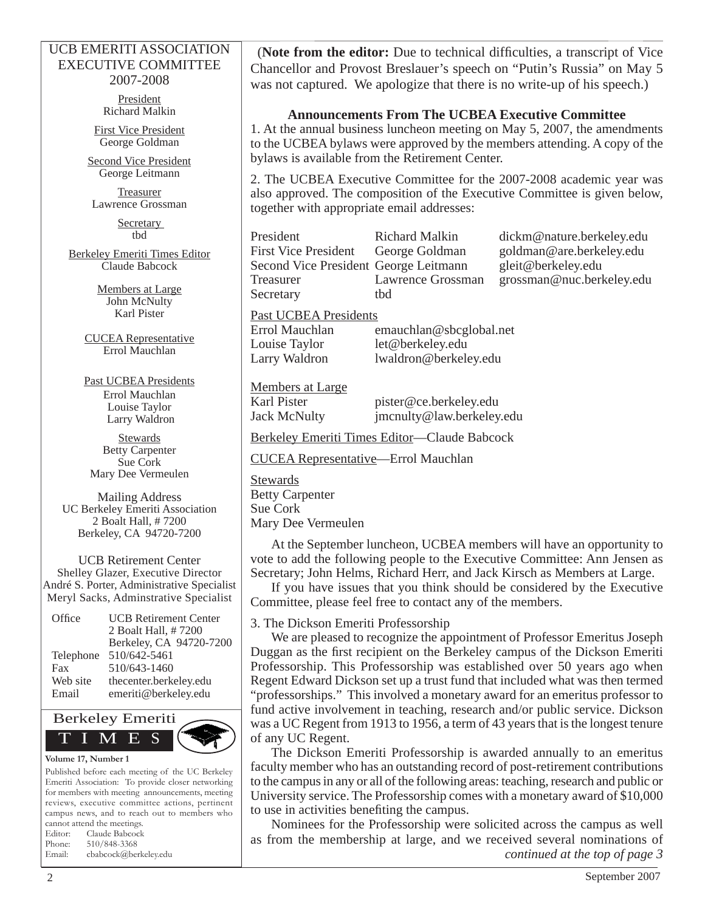UCB EMERITI ASSOCIATION
EXECUTIVE COMMITTEE
2007-2008

President
Richard Malkin

First Vice President
George Goldman

Second Vice President
George Leitmann

Treasurer
Lawrence Grossman

Secretary
tbd

Berkeley Emeriti Times Editor
Claude Babcock

Members at Large
John McNulty
Karl Pister

CUCEA Representative
Errol Mauchlan

Past UCBEA Presidents
Errol Mauchlan
Louise Taylor
Larry Waldron

Stewards
Betty Carpenter
Sue Cork
Mary Dee Vermeulen

Mailing Address
UC Berkeley Emeriti Association
2 Boalt Hall, # 7200
Berkeley, CA 94720-7200

UCB Retirement Center
Shelley Glazer, Executive Director
André S. Porter, Administrative Specialist
Meryl Sacks, Adminstrative Specialist

| | |
|---|---|
| Office | UCB Retirement Center<br>2 Boalt Hall, # 7200<br>Berkeley, CA 94720-7200 |
| Telephone | 510/642-5461 |
| Fax | 510/643-1460 |
| Web site | thecenter.berkeley.edu |
| Email | emeriti@berkeley.edu |

Berkeley Emeriti TIMES

**Volume 17, Number 1**

Published before each meeting of the UC Berkeley Emeriti Association: To provide closer networking for members with meeting announcements, meeting reviews, executive committee actions, pertinent campus news, and to reach out to members who cannot attend the meetings.
Editor: Claude Babcock
Phone: 510/848-3368
Email: cbabcock@berkeley.edu

(**Note from the editor:** Due to technical difficulties, a transcript of Vice Chancellor and Provost Breslauer's speech on "Putin's Russia" on May 5 was not captured. We apologize that there is no write-up of his speech.)

**Announcements From The UCBEA Executive Committee**

1. At the annual business luncheon meeting on May 5, 2007, the amendments to the UCBEA bylaws were approved by the members attending. A copy of the bylaws is available from the Retirement Center.

2. The UCBEA Executive Committee for the 2007-2008 academic year was also approved. The composition of the Executive Committee is given below, together with appropriate email addresses:

| | | |
|---|---|---|
| President | Richard Malkin | dickm@nature.berkeley.edu |
| First Vice President | George Goldman | goldman@are.berkeley.edu |
| Second Vice President | George Leitmann | gleit@berkeley.edu |
| Treasurer | Lawrence Grossman | grossman@nuc.berkeley.edu |
| Secretary | tbd | |

Past UCBEA Presidents

| | |
|---|---|
| Errol Mauchlan | emauchlan@sbcglobal.net |
| Louise Taylor | let@berkeley.edu |
| Larry Waldron | lwaldron@berkeley.edu |

Members at Large

| | |
|---|---|
| Karl Pister | pister@ce.berkeley.edu |
| Jack McNulty | jmcnulty@law.berkeley.edu |

Berkeley Emeriti Times Editor—Claude Babcock

CUCEA Representative—Errol Mauchlan

Stewards
Betty Carpenter
Sue Cork
Mary Dee Vermeulen

At the September luncheon, UCBEA members will have an opportunity to vote to add the following people to the Executive Committee: Ann Jensen as Secretary; John Helms, Richard Herr, and Jack Kirsch as Members at Large.

If you have issues that you think should be considered by the Executive Committee, please feel free to contact any of the members.

3. The Dickson Emeriti Professorship

We are pleased to recognize the appointment of Professor Emeritus Joseph Duggan as the first recipient on the Berkeley campus of the Dickson Emeriti Professorship. This Professorship was established over 50 years ago when Regent Edward Dickson set up a trust fund that included what was then termed "professorships." This involved a monetary award for an emeritus professor to fund active involvement in teaching, research and/or public service. Dickson was a UC Regent from 1913 to 1956, a term of 43 years that is the longest tenure of any UC Regent.

The Dickson Emeriti Professorship is awarded annually to an emeritus faculty member who has an outstanding record of post-retirement contributions to the campus in any or all of the following areas: teaching, research and public or University service. The Professorship comes with a monetary award of $10,000 to use in activities benefiting the campus.

Nominees for the Professorship were solicited across the campus as well as from the membership at large, and we received several nominations of

*continued at the top of page 3*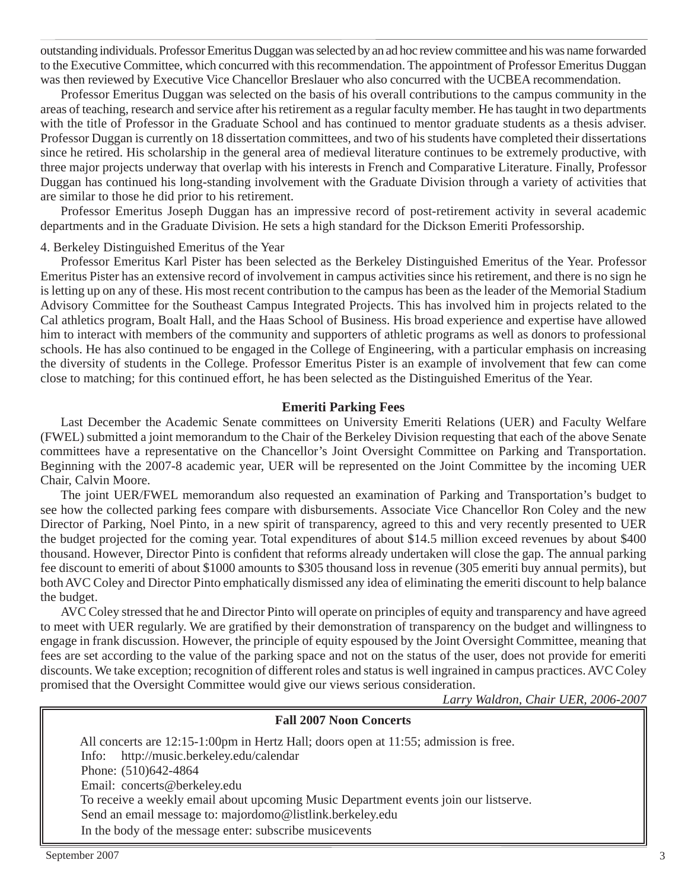outstanding individuals. Professor Emeritus Duggan was selected by an ad hoc review committee and his was name forwarded to the Executive Committee, which concurred with this recommendation. The appointment of Professor Emeritus Duggan was then reviewed by Executive Vice Chancellor Breslauer who also concurred with the UCBEA recommendation.

Professor Emeritus Duggan was selected on the basis of his overall contributions to the campus community in the areas of teaching, research and service after his retirement as a regular faculty member. He has taught in two departments with the title of Professor in the Graduate School and has continued to mentor graduate students as a thesis adviser. Professor Duggan is currently on 18 dissertation committees, and two of his students have completed their dissertations since he retired. His scholarship in the general area of medieval literature continues to be extremely productive, with three major projects underway that overlap with his interests in French and Comparative Literature. Finally, Professor Duggan has continued his long-standing involvement with the Graduate Division through a variety of activities that are similar to those he did prior to his retirement.

Professor Emeritus Joseph Duggan has an impressive record of post-retirement activity in several academic departments and in the Graduate Division. He sets a high standard for the Dickson Emeriti Professorship.

4. Berkeley Distinguished Emeritus of the Year

Professor Emeritus Karl Pister has been selected as the Berkeley Distinguished Emeritus of the Year. Professor Emeritus Pister has an extensive record of involvement in campus activities since his retirement, and there is no sign he is letting up on any of these. His most recent contribution to the campus has been as the leader of the Memorial Stadium Advisory Committee for the Southeast Campus Integrated Projects. This has involved him in projects related to the Cal athletics program, Boalt Hall, and the Haas School of Business. His broad experience and expertise have allowed him to interact with members of the community and supporters of athletic programs as well as donors to professional schools. He has also continued to be engaged in the College of Engineering, with a particular emphasis on increasing the diversity of students in the College. Professor Emeritus Pister is an example of involvement that few can come close to matching; for this continued effort, he has been selected as the Distinguished Emeritus of the Year.

## Emeriti Parking Fees

Last December the Academic Senate committees on University Emeriti Relations (UER) and Faculty Welfare (FWEL) submitted a joint memorandum to the Chair of the Berkeley Division requesting that each of the above Senate committees have a representative on the Chancellor's Joint Oversight Committee on Parking and Transportation. Beginning with the 2007-8 academic year, UER will be represented on the Joint Committee by the incoming UER Chair, Calvin Moore.

The joint UER/FWEL memorandum also requested an examination of Parking and Transportation's budget to see how the collected parking fees compare with disbursements. Associate Vice Chancellor Ron Coley and the new Director of Parking, Noel Pinto, in a new spirit of transparency, agreed to this and very recently presented to UER the budget projected for the coming year. Total expenditures of about $14.5 million exceed revenues by about $400 thousand. However, Director Pinto is confident that reforms already undertaken will close the gap. The annual parking fee discount to emeriti of about $1000 amounts to $305 thousand loss in revenue (305 emeriti buy annual permits), but both AVC Coley and Director Pinto emphatically dismissed any idea of eliminating the emeriti discount to help balance the budget.

AVC Coley stressed that he and Director Pinto will operate on principles of equity and transparency and have agreed to meet with UER regularly. We are gratified by their demonstration of transparency on the budget and willingness to engage in frank discussion. However, the principle of equity espoused by the Joint Oversight Committee, meaning that fees are set according to the value of the parking space and not on the status of the user, does not provide for emeriti discounts. We take exception; recognition of different roles and status is well ingrained in campus practices. AVC Coley promised that the Oversight Committee would give our views serious consideration.

*Larry Waldron, Chair UER, 2006-2007*

## Fall 2007 Noon Concerts

All concerts are 12:15-1:00pm in Hertz Hall; doors open at 11:55; admission is free.
Info: http://music.berkeley.edu/calendar
Phone: (510)642-4864
Email: concerts@berkeley.edu
To receive a weekly email about upcoming Music Department events join our listserve.
Send an email message to: majordomo@listlink.berkeley.edu
In the body of the message enter: subscribe musicevents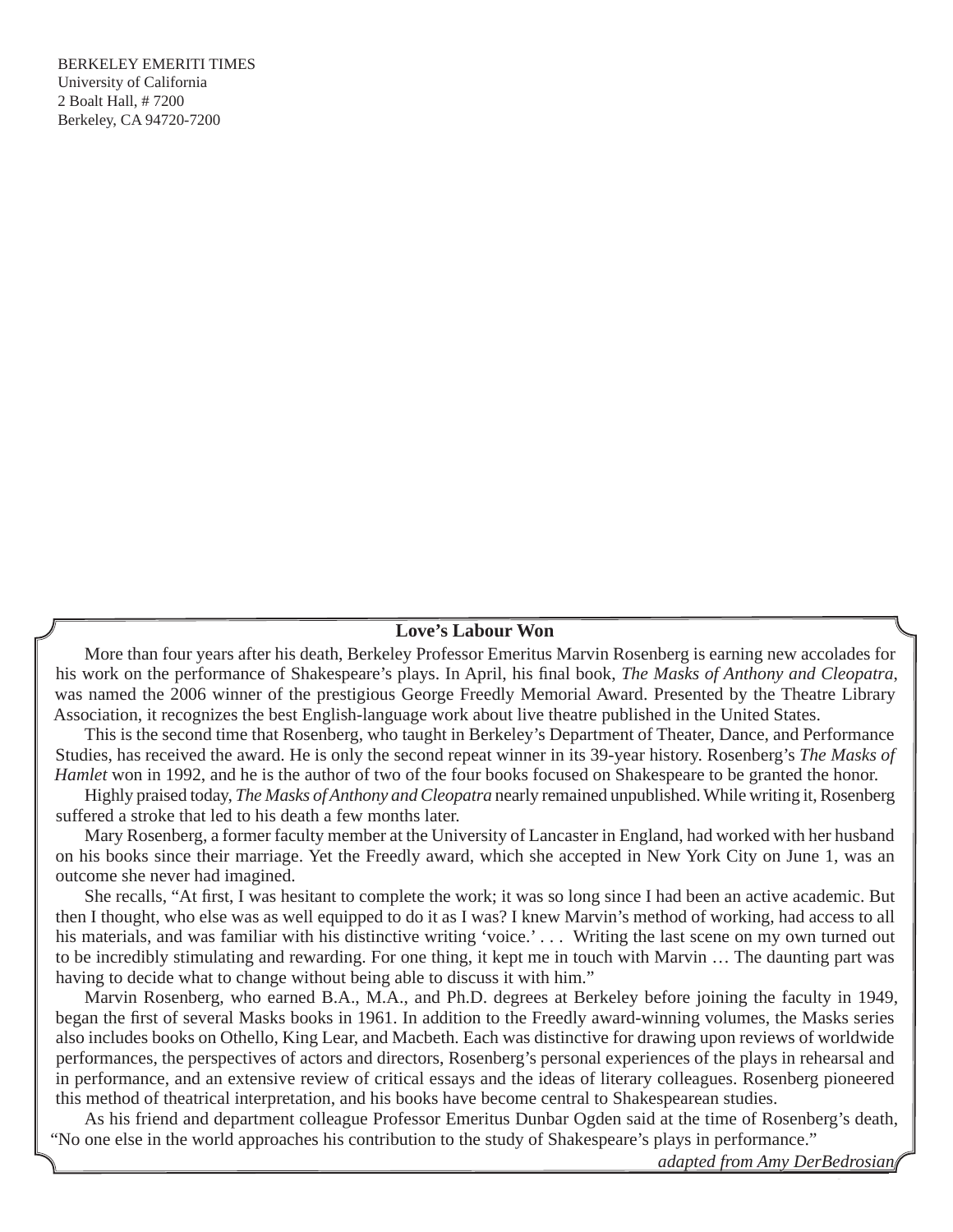BERKELEY EMERITI TIMES
University of California
2 Boalt Hall, # 7200
Berkeley, CA 94720-7200

## Love's Labour Won

More than four years after his death, Berkeley Professor Emeritus Marvin Rosenberg is earning new accolades for his work on the performance of Shakespeare's plays. In April, his final book, *The Masks of Anthony and Cleopatra*, was named the 2006 winner of the prestigious George Freedly Memorial Award. Presented by the Theatre Library Association, it recognizes the best English-language work about live theatre published in the United States.

This is the second time that Rosenberg, who taught in Berkeley's Department of Theater, Dance, and Performance Studies, has received the award. He is only the second repeat winner in its 39-year history. Rosenberg's *The Masks of Hamlet* won in 1992, and he is the author of two of the four books focused on Shakespeare to be granted the honor.

Highly praised today, *The Masks of Anthony and Cleopatra* nearly remained unpublished. While writing it, Rosenberg suffered a stroke that led to his death a few months later.

Mary Rosenberg, a former faculty member at the University of Lancaster in England, had worked with her husband on his books since their marriage. Yet the Freedly award, which she accepted in New York City on June 1, was an outcome she never had imagined.

She recalls, "At first, I was hesitant to complete the work; it was so long since I had been an active academic. But then I thought, who else was as well equipped to do it as I was? I knew Marvin's method of working, had access to all his materials, and was familiar with his distinctive writing 'voice.' . . . Writing the last scene on my own turned out to be incredibly stimulating and rewarding. For one thing, it kept me in touch with Marvin … The daunting part was having to decide what to change without being able to discuss it with him."

Marvin Rosenberg, who earned B.A., M.A., and Ph.D. degrees at Berkeley before joining the faculty in 1949, began the first of several Masks books in 1961. In addition to the Freedly award-winning volumes, the Masks series also includes books on Othello, King Lear, and Macbeth. Each was distinctive for drawing upon reviews of worldwide performances, the perspectives of actors and directors, Rosenberg's personal experiences of the plays in rehearsal and in performance, and an extensive review of critical essays and the ideas of literary colleagues. Rosenberg pioneered this method of theatrical interpretation, and his books have become central to Shakespearean studies.

As his friend and department colleague Professor Emeritus Dunbar Ogden said at the time of Rosenberg's death, "No one else in the world approaches his contribution to the study of Shakespeare's plays in performance."

*adapted from Amy DerBedrosian*